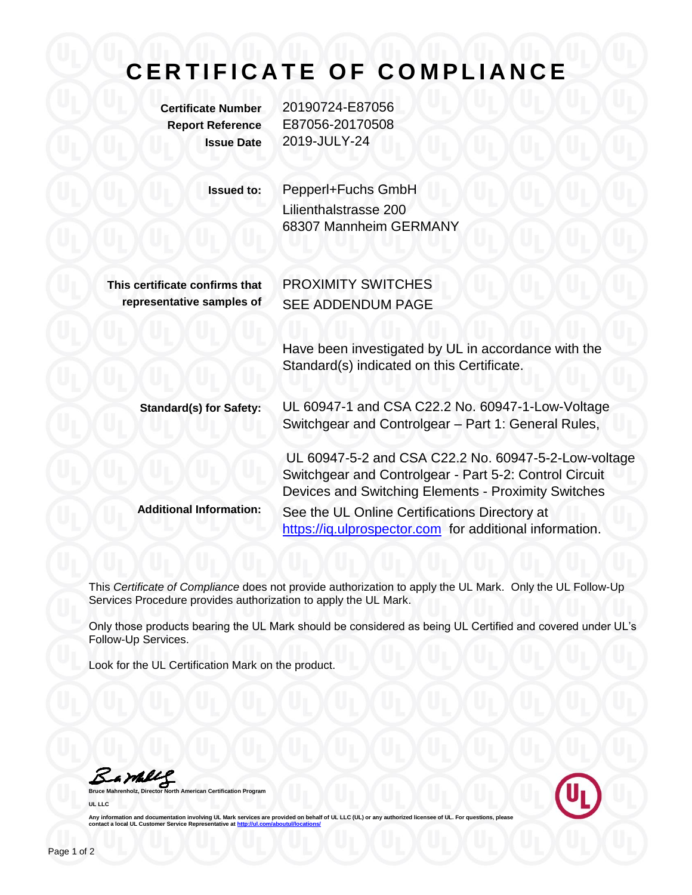# CERTIFICATE OF COMPLIANCE

**Certificate Number** 20190724-E87056
**Report Reference** E87056-20170508
**Issue Date** 2019-JULY-24

**Issued to:** Pepperl+Fuchs GmbH
Lilienthalstrasse 200
68307 Mannheim GERMANY

**This certificate confirms that representative samples of** PROXIMITY SWITCHES
SEE ADDENDUM PAGE

Have been investigated by UL in accordance with the Standard(s) indicated on this Certificate.

**Standard(s) for Safety:** UL 60947-1 and CSA C22.2 No. 60947-1-Low-Voltage Switchgear and Controlgear – Part 1: General Rules,

UL 60947-5-2 and CSA C22.2 No. 60947-5-2-Low-voltage Switchgear and Controlgear - Part 5-2: Control Circuit Devices and Switching Elements - Proximity Switches

**Additional Information:** See the UL Online Certifications Directory at https://iq.ulprospector.com for additional information.

This *Certificate of Compliance* does not provide authorization to apply the UL Mark. Only the UL Follow-Up Services Procedure provides authorization to apply the UL Mark.

Only those products bearing the UL Mark should be considered as being UL Certified and covered under UL's Follow-Up Services.

Look for the UL Certification Mark on the product.

Bruce Mahrenholz, Director North American Certification Program

UL LLC

Any information and documentation involving UL Mark services are provided on behalf of UL LLC (UL) or any authorized licensee of UL. For questions, please contact a local UL Customer Service Representative at http://ul.com/aboutul/locations/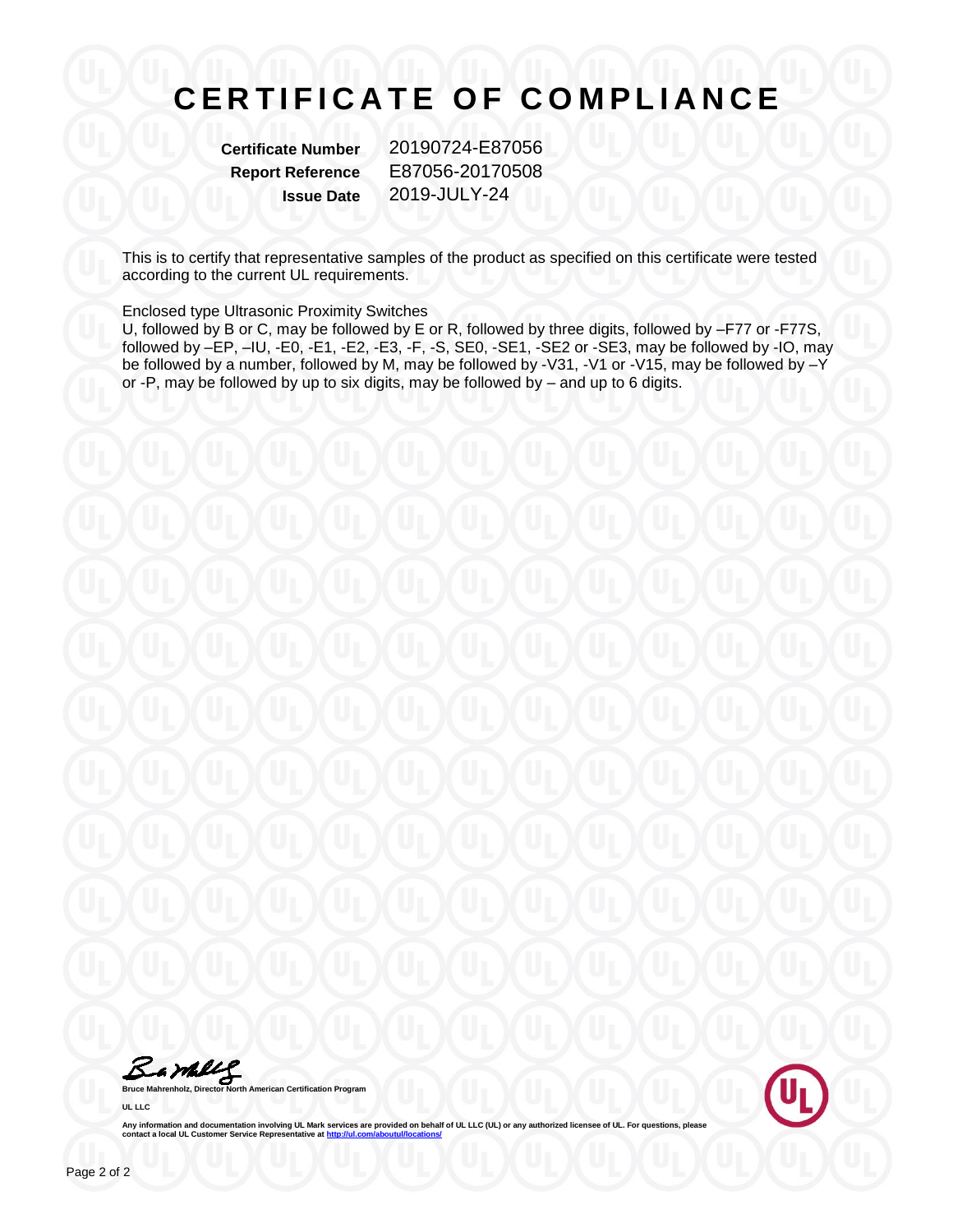# CERTIFICATE OF COMPLIANCE

**Certificate Number** 20190724-E87056
**Report Reference** E87056-20170508
**Issue Date** 2019-JULY-24

This is to certify that representative samples of the product as specified on this certificate were tested according to the current UL requirements.

Enclosed type Ultrasonic Proximity Switches
U, followed by B or C, may be followed by E or R, followed by three digits, followed by –F77 or -F77S, followed by –EP, –IU, -E0, -E1, -E2, -E3, -F, -S, SE0, -SE1, -SE2 or -SE3, may be followed by -IO, may be followed by a number, followed by M, may be followed by -V31, -V1 or -V15, may be followed by –Y or -P, may be followed by up to six digits, may be followed by – and up to 6 digits.

**Bruce Mahrenholz, Director North American Certification Program**

**UL LLC**

**Any information and documentation involving UL Mark services are provided on behalf of UL LLC (UL) or any authorized licensee of UL. For questions, please contact a local UL Customer Service Representative at http://ul.com/aboutul/locations/**